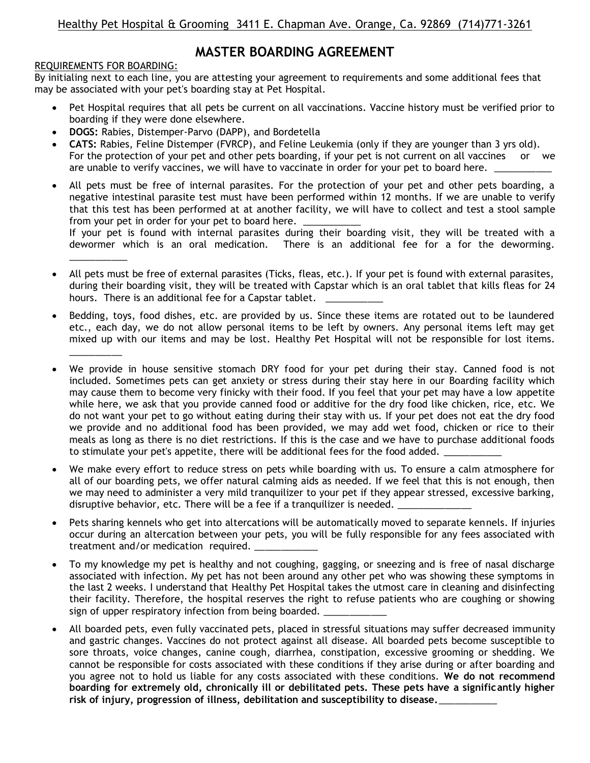Healthy Pet Hospital & Grooming  3411 E. Chapman Ave. Orange, Ca. 92869  (714)771-3261

# MASTER BOARDING AGREEMENT

REQUIREMENTS FOR BOARDING:

By initialing next to each line, you are attesting your agreement to requirements and some additional fees that may be associated with your pet's boarding stay at Pet Hospital.

- Pet Hospital requires that all pets be current on all vaccinations. Vaccine history must be verified prior to boarding if they were done elsewhere.
- **DOGS:** Rabies, Distemper-Parvo (DAPP), and Bordetella
- **CATS:** Rabies, Feline Distemper (FVRCP), and Feline Leukemia (only if they are younger than 3 yrs old). For the protection of your pet and other pets boarding, if your pet is not current on all vaccines or we are unable to verify vaccines, we will have to vaccinate in order for your pet to board here. ___________
- All pets must be free of internal parasites. For the protection of your pet and other pets boarding, a negative intestinal parasite test must have been performed within 12 months. If we are unable to verify that this test has been performed at at another facility, we will have to collect and test a stool sample from your pet in order for your pet to board here. ___________
  If your pet is found with internal parasites during their boarding visit, they will be treated with a dewormer which is an oral medication. There is an additional fee for a for the deworming. ___________
- All pets must be free of external parasites (Ticks, fleas, etc.). If your pet is found with external parasites, during their boarding visit, they will be treated with Capstar which is an oral tablet that kills fleas for 24 hours. There is an additional fee for a Capstar tablet. ___________
- Bedding, toys, food dishes, etc. are provided by us. Since these items are rotated out to be laundered etc., each day, we do not allow personal items to be left by owners. Any personal items left may get mixed up with our items and may be lost. Healthy Pet Hospital will not be responsible for lost items. __________
- We provide in house sensitive stomach DRY food for your pet during their stay. Canned food is not included. Sometimes pets can get anxiety or stress during their stay here in our Boarding facility which may cause them to become very finicky with their food. If you feel that your pet may have a low appetite while here, we ask that you provide canned food or additive for the dry food like chicken, rice, etc. We do not want your pet to go without eating during their stay with us. If your pet does not eat the dry food we provide and no additional food has been provided, we may add wet food, chicken or rice to their meals as long as there is no diet restrictions. If this is the case and we have to purchase additional foods to stimulate your pet's appetite, there will be additional fees for the food added. ___________
- We make every effort to reduce stress on pets while boarding with us. To ensure a calm atmosphere for all of our boarding pets, we offer natural calming aids as needed. If we feel that this is not enough, then we may need to administer a very mild tranquilizer to your pet if they appear stressed, excessive barking, disruptive behavior, etc. There will be a fee if a tranquilizer is needed. ______________
- Pets sharing kennels who get into altercations will be automatically moved to separate kennels. If injuries occur during an altercation between your pets, you will be fully responsible for any fees associated with treatment and/or medication required. ____________
- To my knowledge my pet is healthy and not coughing, gagging, or sneezing and is free of nasal discharge associated with infection. My pet has not been around any other pet who was showing these symptoms in the last 2 weeks. I understand that Healthy Pet Hospital takes the utmost care in cleaning and disinfecting their facility. Therefore, the hospital reserves the right to refuse patients who are coughing or showing sign of upper respiratory infection from being boarded. ____________
- All boarded pets, even fully vaccinated pets, placed in stressful situations may suffer decreased immunity and gastric changes. Vaccines do not protect against all disease. All boarded pets become susceptible to sore throats, voice changes, canine cough, diarrhea, constipation, excessive grooming or shedding. We cannot be responsible for costs associated with these conditions if they arise during or after boarding and you agree not to hold us liable for any costs associated with these conditions. **We do not recommend boarding for extremely old, chronically ill or debilitated pets. These pets have a significantly higher risk of injury, progression of illness, debilitation and susceptibility to disease.**___________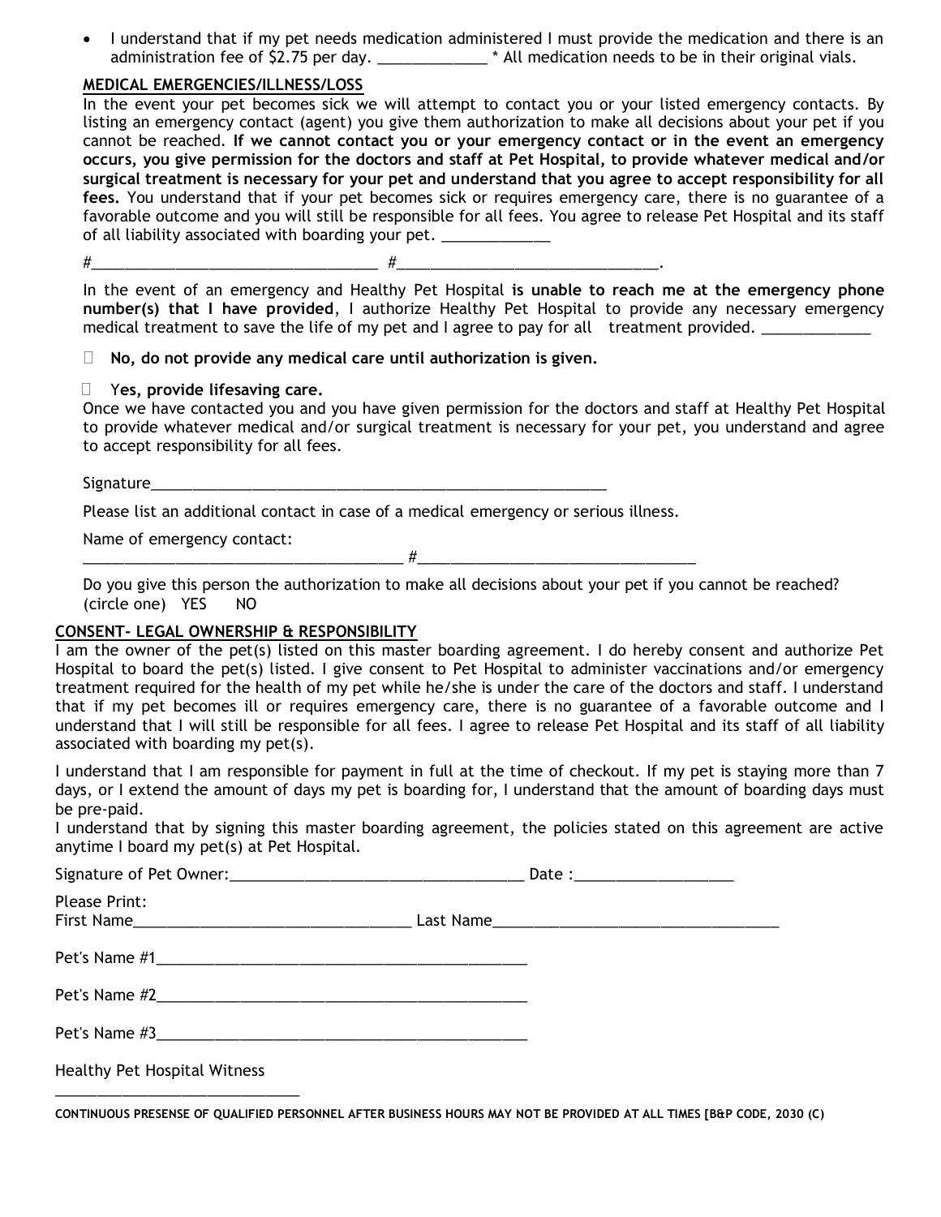- I understand that if my pet needs medication administered I must provide the medication and there is an administration fee of $2.75 per day. _____________ * All medication needs to be in their original vials.

**MEDICAL EMERGENCIES/ILLNESS/LOSS**

In the event your pet becomes sick we will attempt to contact you or your listed emergency contacts. By listing an emergency contact (agent) you give them authorization to make all decisions about your pet if you cannot be reached. **If we cannot contact you or your emergency contact or in the event an emergency occurs, you give permission for the doctors and staff at Pet Hospital, to provide whatever medical and/or surgical treatment is necessary for your pet and understand that you agree to accept responsibility for all fees.** You understand that if your pet becomes sick or requires emergency care, there is no guarantee of a favorable outcome and you will still be responsible for all fees. You agree to release Pet Hospital and its staff of all liability associated with boarding your pet. _____________

#__________________________________ #_______________________________.

In the event of an emergency and Healthy Pet Hospital **is unable to reach me at the emergency phone number(s) that I have provided**, I authorize Healthy Pet Hospital to provide any necessary emergency medical treatment to save the life of my pet and I agree to pay for all treatment provided. _____________

☐ **No, do not provide any medical care until authorization is given.**

☐ Y**es, provide lifesaving care.**

Once we have contacted you and you have given permission for the doctors and staff at Healthy Pet Hospital to provide whatever medical and/or surgical treatment is necessary for your pet, you understand and agree to accept responsibility for all fees.

Signature_________________________________________________________

Please list an additional contact in case of a medical emergency or serious illness.

Name of emergency contact:

_______________________________________ #_________________________________

Do you give this person the authorization to make all decisions about your pet if you cannot be reached? (circle one) YES NO

**CONSENT- LEGAL OWNERSHIP & RESPONSIBILITY**

I am the owner of the pet(s) listed on this master boarding agreement. I do hereby consent and authorize Pet Hospital to board the pet(s) listed. I give consent to Pet Hospital to administer vaccinations and/or emergency treatment required for the health of my pet while he/she is under the care of the doctors and staff. I understand that if my pet becomes ill or requires emergency care, there is no guarantee of a favorable outcome and I understand that I will still be responsible for all fees. I agree to release Pet Hospital and its staff of all liability associated with boarding my pet(s).

I understand that I am responsible for payment in full at the time of checkout. If my pet is staying more than 7 days, or I extend the amount of days my pet is boarding for, I understand that the amount of boarding days must be pre-paid.

I understand that by signing this master boarding agreement, the policies stated on this agreement are active anytime I board my pet(s) at Pet Hospital.

Signature of Pet Owner:___________________________________ Date :__________________

Please Print:
First Name_________________________________ Last Name__________________________________

Pet's Name #1_____________________________________________

Pet's Name #2_____________________________________________

Pet's Name #3_____________________________________________

Healthy Pet Hospital Witness

______________________________

**CONTINUOUS PRESENSE OF QUALIFIED PERSONNEL AFTER BUSINESS HOURS MAY NOT BE PROVIDED AT ALL TIMES [B&P CODE, 2030 (C)**